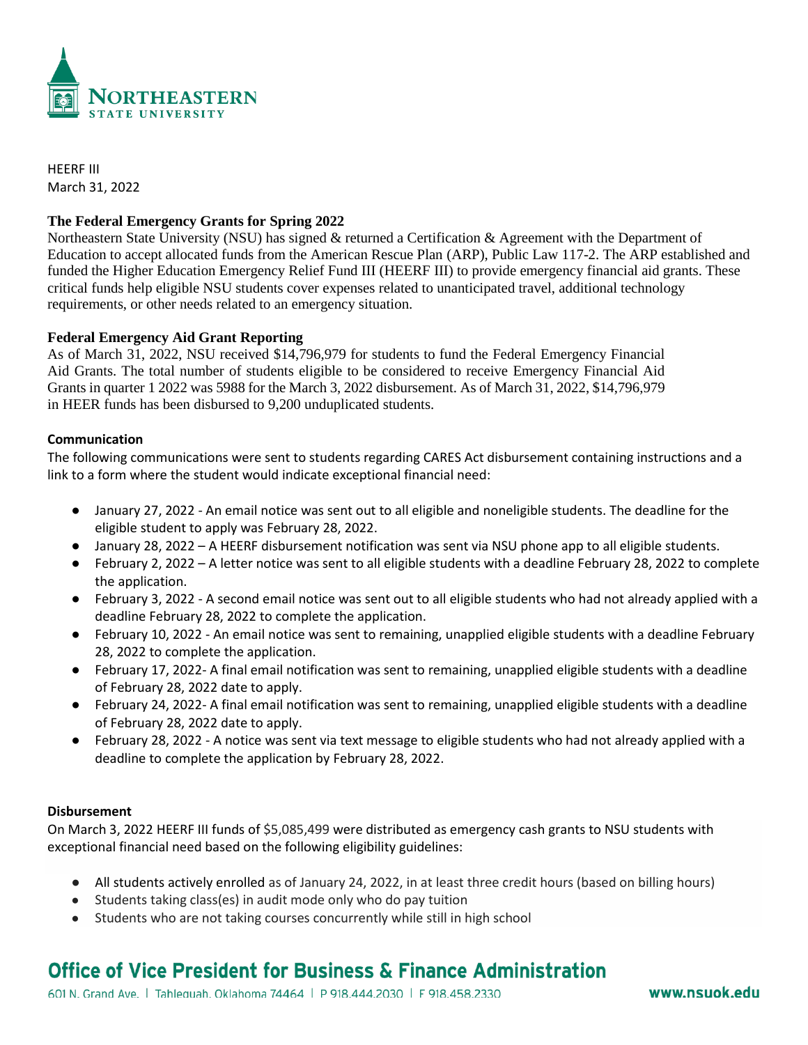NORTHEASTERN STATE UNIVERSITY

HEERF III
March 31, 2022

## The Federal Emergency Grants for Spring 2022

Northeastern State University (NSU) has signed & returned a Certification & Agreement with the Department of Education to accept allocated funds from the American Rescue Plan (ARP), Public Law 117-2. The ARP established and funded the Higher Education Emergency Relief Fund III (HEERF III) to provide emergency financial aid grants. These critical funds help eligible NSU students cover expenses related to unanticipated travel, additional technology requirements, or other needs related to an emergency situation.

## Federal Emergency Aid Grant Reporting

As of March 31, 2022, NSU received $14,796,979 for students to fund the Federal Emergency Financial Aid Grants. The total number of students eligible to be considered to receive Emergency Financial Aid Grants in quarter 1 2022 was 5988 for the March 3, 2022 disbursement. As of March 31, 2022, $14,796,979 in HEER funds has been disbursed to 9,200 unduplicated students.

### Communication

The following communications were sent to students regarding CARES Act disbursement containing instructions and a link to a form where the student would indicate exceptional financial need:

- January 27, 2022 - An email notice was sent out to all eligible and noneligible students. The deadline for the eligible student to apply was February 28, 2022.
- January 28, 2022 – A HEERF disbursement notification was sent via NSU phone app to all eligible students.
- February 2, 2022 – A letter notice was sent to all eligible students with a deadline February 28, 2022 to complete the application.
- February 3, 2022 - A second email notice was sent out to all eligible students who had not already applied with a deadline February 28, 2022 to complete the application.
- February 10, 2022 - An email notice was sent to remaining, unapplied eligible students with a deadline February 28, 2022 to complete the application.
- February 17, 2022- A final email notification was sent to remaining, unapplied eligible students with a deadline of February 28, 2022 date to apply.
- February 24, 2022- A final email notification was sent to remaining, unapplied eligible students with a deadline of February 28, 2022 date to apply.
- February 28, 2022 - A notice was sent via text message to eligible students who had not already applied with a deadline to complete the application by February 28, 2022.

### Disbursement

On March 3, 2022 HEERF III funds of $5,085,499 were distributed as emergency cash grants to NSU students with exceptional financial need based on the following eligibility guidelines:

- All students actively enrolled as of January 24, 2022, in at least three credit hours (based on billing hours)
- Students taking class(es) in audit mode only who do pay tuition
- Students who are not taking courses concurrently while still in high school

Office of Vice President for Business & Finance Administration

601 N. Grand Ave. | Tahlequah, Oklahoma 74464 | P 918.444.2030 | F 918.458.2330 www.nsuok.edu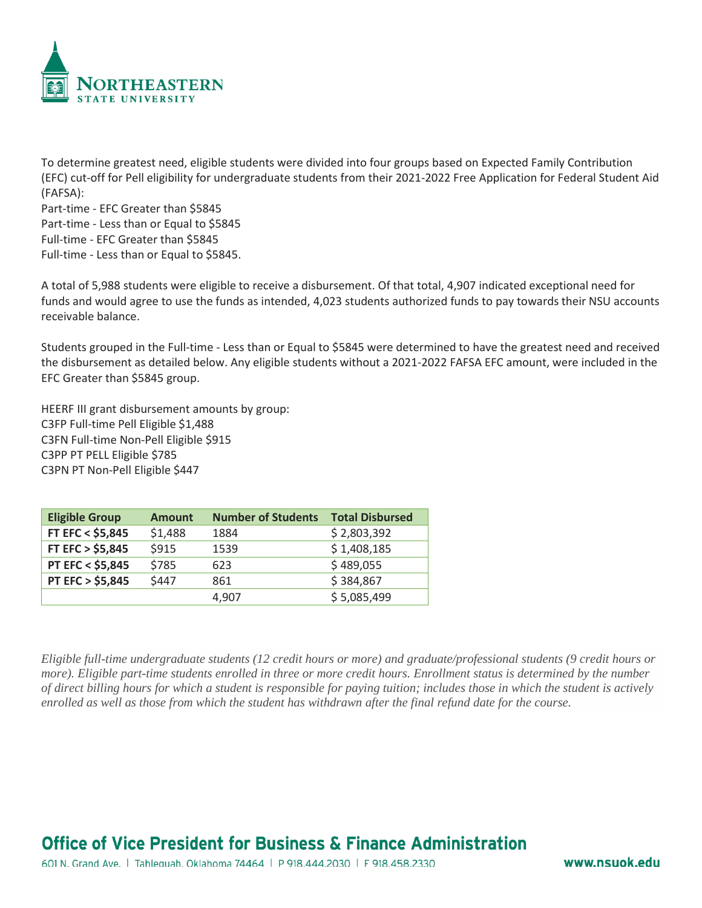To determine greatest need, eligible students were divided into four groups based on Expected Family Contribution (EFC) cut-off for Pell eligibility for undergraduate students from their 2021-2022 Free Application for Federal Student Aid (FAFSA):

Part-time - EFC Greater than $5845
Part-time - Less than or Equal to $5845
Full-time - EFC Greater than $5845
Full-time - Less than or Equal to $5845.

A total of 5,988 students were eligible to receive a disbursement. Of that total, 4,907 indicated exceptional need for funds and would agree to use the funds as intended, 4,023 students authorized funds to pay towards their NSU accounts receivable balance.

Students grouped in the Full-time - Less than or Equal to $5845 were determined to have the greatest need and received the disbursement as detailed below. Any eligible students without a 2021-2022 FAFSA EFC amount, were included in the EFC Greater than $5845 group.

HEERF III grant disbursement amounts by group:
C3FP Full-time Pell Eligible $1,488
C3FN Full-time Non-Pell Eligible $915
C3PP PT PELL Eligible $785
C3PN PT Non-Pell Eligible $447

| Eligible Group | Amount | Number of Students | Total Disbursed |
|---|---|---|---|
| **FT EFC < $5,845** | $1,488 | 1884 | $ 2,803,392 |
| **FT EFC > $5,845** | $915 | 1539 | $ 1,408,185 |
| **PT EFC < $5,845** | $785 | 623 | $ 489,055 |
| **PT EFC > $5,845** | $447 | 861 | $ 384,867 |
| | | 4,907 | $ 5,085,499 |

*Eligible full-time undergraduate students (12 credit hours or more) and graduate/professional students (9 credit hours or more). Eligible part-time students enrolled in three or more credit hours. Enrollment status is determined by the number of direct billing hours for which a student is responsible for paying tuition; includes those in which the student is actively enrolled as well as those from which the student has withdrawn after the final refund date for the course.*